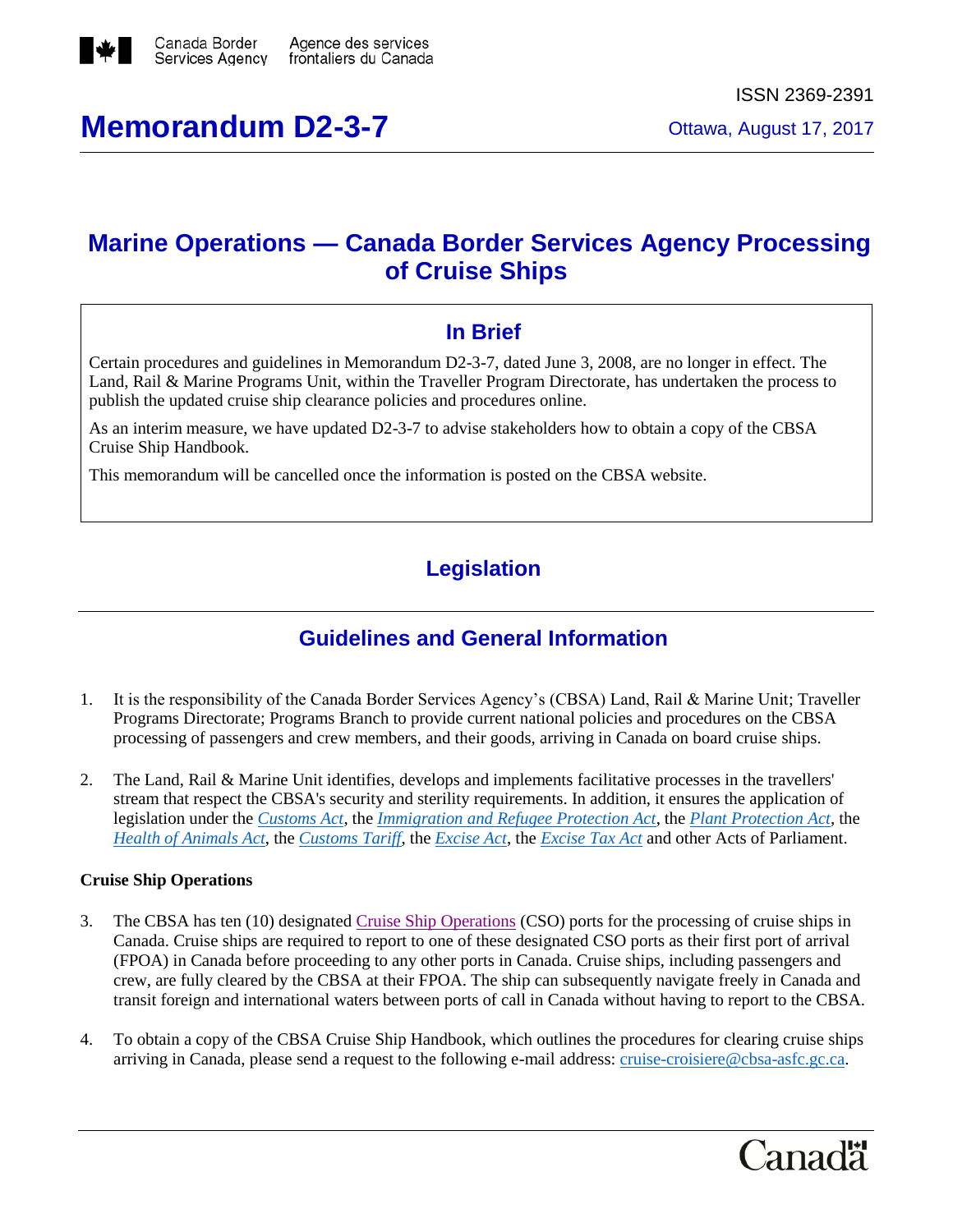Canada Border Services Agency Agence des services frontaliers du Canada

ISSN 2369-2391

# Memorandum D2-3-7

Ottawa, August 17, 2017

## Marine Operations — Canada Border Services Agency Processing of Cruise Ships

### In Brief

Certain procedures and guidelines in Memorandum D2-3-7, dated June 3, 2008, are no longer in effect. The Land, Rail & Marine Programs Unit, within the Traveller Program Directorate, has undertaken the process to publish the updated cruise ship clearance policies and procedures online.

As an interim measure, we have updated D2-3-7 to advise stakeholders how to obtain a copy of the CBSA Cruise Ship Handbook.

This memorandum will be cancelled once the information is posted on the CBSA website.

### Legislation

### Guidelines and General Information

1. It is the responsibility of the Canada Border Services Agency's (CBSA) Land, Rail & Marine Unit; Traveller Programs Directorate; Programs Branch to provide current national policies and procedures on the CBSA processing of passengers and crew members, and their goods, arriving in Canada on board cruise ships.

2. The Land, Rail & Marine Unit identifies, develops and implements facilitative processes in the travellers' stream that respect the CBSA's security and sterility requirements. In addition, it ensures the application of legislation under the *Customs Act*, the *Immigration and Refugee Protection Act*, the *Plant Protection Act*, the *Health of Animals Act*, the *Customs Tariff*, the *Excise Act*, the *Excise Tax Act* and other Acts of Parliament.

**Cruise Ship Operations**

3. The CBSA has ten (10) designated Cruise Ship Operations (CSO) ports for the processing of cruise ships in Canada. Cruise ships are required to report to one of these designated CSO ports as their first port of arrival (FPOA) in Canada before proceeding to any other ports in Canada. Cruise ships, including passengers and crew, are fully cleared by the CBSA at their FPOA. The ship can subsequently navigate freely in Canada and transit foreign and international waters between ports of call in Canada without having to report to the CBSA.

4. To obtain a copy of the CBSA Cruise Ship Handbook, which outlines the procedures for clearing cruise ships arriving in Canada, please send a request to the following e-mail address: cruise-croisiere@cbsa-asfc.gc.ca.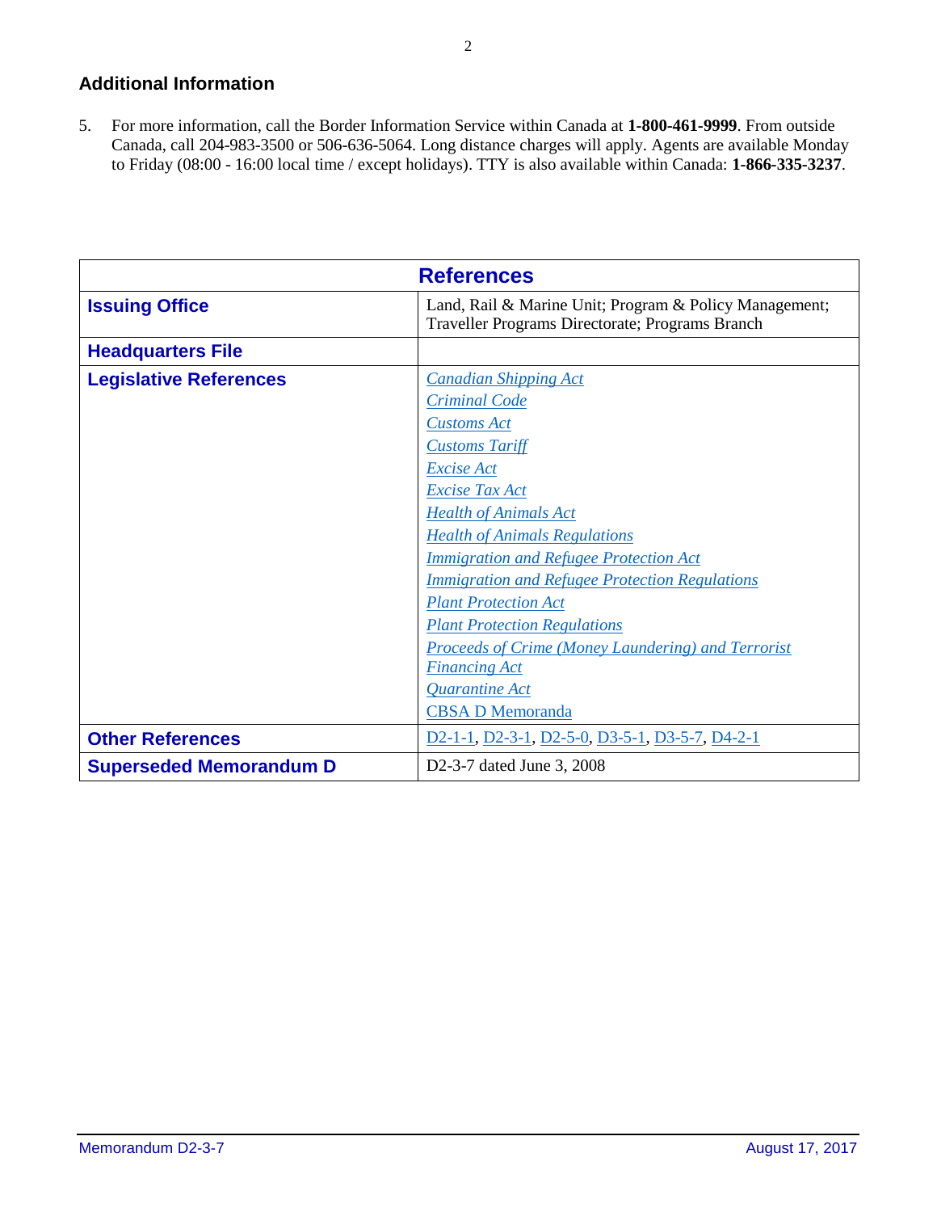## Additional Information

5. For more information, call the Border Information Service within Canada at **1-800-461-9999**. From outside Canada, call 204-983-3500 or 506-636-5064. Long distance charges will apply. Agents are available Monday to Friday (08:00 - 16:00 local time / except holidays). TTY is also available within Canada: **1-866-335-3237**.

| References | |
|---|---|
| **Issuing Office** | Land, Rail & Marine Unit; Program & Policy Management; Traveller Programs Directorate; Programs Branch |
| **Headquarters File** | |
| **Legislative References** | *Canadian Shipping Act*<br>*Criminal Code*<br>*Customs Act*<br>*Customs Tariff*<br>*Excise Act*<br>*Excise Tax Act*<br>*Health of Animals Act*<br>*Health of Animals Regulations*<br>*Immigration and Refugee Protection Act*<br>*Immigration and Refugee Protection Regulations*<br>*Plant Protection Act*<br>*Plant Protection Regulations*<br>*Proceeds of Crime (Money Laundering) and Terrorist Financing Act*<br>*Quarantine Act*<br>CBSA D Memoranda |
| **Other References** | D2-1-1, D2-3-1, D2-5-0, D3-5-1, D3-5-7, D4-2-1 |
| **Superseded Memorandum D** | D2-3-7 dated June 3, 2008 |